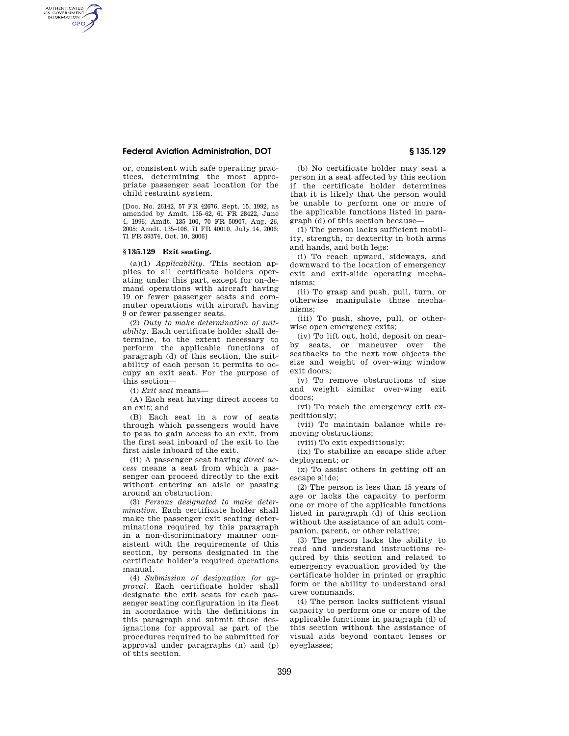or, consistent with safe operating practices, determining the most appropriate passenger seat location for the child restraint system.

[Doc. No. 26142, 57 FR 42676, Sept. 15, 1992, as amended by Amdt. 135–62, 61 FR 28422, June 4, 1996; Amdt. 135–100, 70 FR 50907, Aug. 26, 2005; Amdt. 135–106, 71 FR 40010, July 14, 2006; 71 FR 59374, Oct. 10, 2006]

## § 135.129 Exit seating.

(a)(1) *Applicability.* This section applies to all certificate holders operating under this part, except for on-demand operations with aircraft having 19 or fewer passenger seats and commuter operations with aircraft having 9 or fewer passenger seats.

(2) *Duty to make determination of suitability.* Each certificate holder shall determine, to the extent necessary to perform the applicable functions of paragraph (d) of this section, the suitability of each person it permits to occupy an exit seat. For the purpose of this section—

(i) *Exit seat* means—

(A) Each seat having direct access to an exit; and

(B) Each seat in a row of seats through which passengers would have to pass to gain access to an exit, from the first seat inboard of the exit to the first aisle inboard of the exit.

(ii) A passenger seat having *direct access* means a seat from which a passenger can proceed directly to the exit without entering an aisle or passing around an obstruction.

(3) *Persons designated to make determination.* Each certificate holder shall make the passenger exit seating determinations required by this paragraph in a non-discriminatory manner consistent with the requirements of this section, by persons designated in the certificate holder's required operations manual.

(4) *Submission of designation for approval.* Each certificate holder shall designate the exit seats for each passenger seating configuration in its fleet in accordance with the definitions in this paragraph and submit those designations for approval as part of the procedures required to be submitted for approval under paragraphs (n) and (p) of this section.

(b) No certificate holder may seat a person in a seat affected by this section if the certificate holder determines that it is likely that the person would be unable to perform one or more of the applicable functions listed in paragraph (d) of this section because—

(1) The person lacks sufficient mobility, strength, or dexterity in both arms and hands, and both legs:

(i) To reach upward, sideways, and downward to the location of emergency exit and exit-slide operating mechanisms;

(ii) To grasp and push, pull, turn, or otherwise manipulate those mechanisms;

(iii) To push, shove, pull, or otherwise open emergency exits;

(iv) To lift out, hold, deposit on nearby seats, or maneuver over the seatbacks to the next row objects the size and weight of over-wing window exit doors;

(v) To remove obstructions of size and weight similar over-wing exit doors;

(vi) To reach the emergency exit expeditiously;

(vii) To maintain balance while removing obstructions;

(viii) To exit expeditiously;

(ix) To stabilize an escape slide after deployment; or

(x) To assist others in getting off an escape slide;

(2) The person is less than 15 years of age or lacks the capacity to perform one or more of the applicable functions listed in paragraph (d) of this section without the assistance of an adult companion, parent, or other relative;

(3) The person lacks the ability to read and understand instructions required by this section and related to emergency evacuation provided by the certificate holder in printed or graphic form or the ability to understand oral crew commands.

(4) The person lacks sufficient visual capacity to perform one or more of the applicable functions in paragraph (d) of this section without the assistance of visual aids beyond contact lenses or eyeglasses;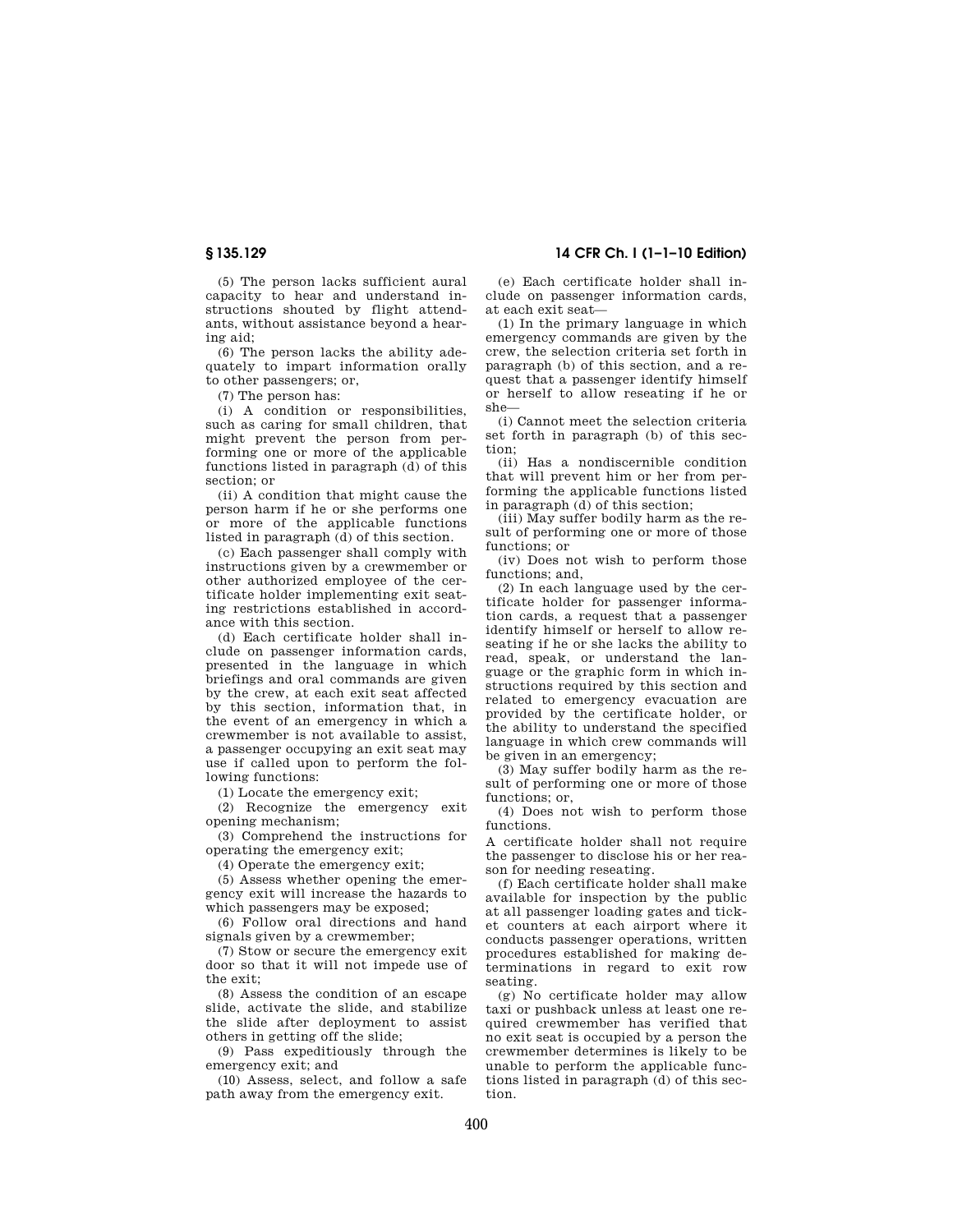(5) The person lacks sufficient aural capacity to hear and understand instructions shouted by flight attendants, without assistance beyond a hearing aid;

(6) The person lacks the ability adequately to impart information orally to other passengers; or,

(7) The person has:

(i) A condition or responsibilities, such as caring for small children, that might prevent the person from performing one or more of the applicable functions listed in paragraph (d) of this section; or

(ii) A condition that might cause the person harm if he or she performs one or more of the applicable functions listed in paragraph (d) of this section.

(c) Each passenger shall comply with instructions given by a crewmember or other authorized employee of the certificate holder implementing exit seating restrictions established in accordance with this section.

(d) Each certificate holder shall include on passenger information cards, presented in the language in which briefings and oral commands are given by the crew, at each exit seat affected by this section, information that, in the event of an emergency in which a crewmember is not available to assist, a passenger occupying an exit seat may use if called upon to perform the following functions:

(1) Locate the emergency exit;

(2) Recognize the emergency exit opening mechanism;

(3) Comprehend the instructions for operating the emergency exit;

(4) Operate the emergency exit;

(5) Assess whether opening the emergency exit will increase the hazards to which passengers may be exposed;

(6) Follow oral directions and hand signals given by a crewmember;

(7) Stow or secure the emergency exit door so that it will not impede use of the exit;

(8) Assess the condition of an escape slide, activate the slide, and stabilize the slide after deployment to assist others in getting off the slide;

(9) Pass expeditiously through the emergency exit; and

(10) Assess, select, and follow a safe path away from the emergency exit.

(e) Each certificate holder shall include on passenger information cards, at each exit seat—

(1) In the primary language in which emergency commands are given by the crew, the selection criteria set forth in paragraph (b) of this section, and a request that a passenger identify himself or herself to allow reseating if he or she—

(i) Cannot meet the selection criteria set forth in paragraph (b) of this section;

(ii) Has a nondiscernible condition that will prevent him or her from performing the applicable functions listed in paragraph (d) of this section;

(iii) May suffer bodily harm as the result of performing one or more of those functions; or

(iv) Does not wish to perform those functions; and,

(2) In each language used by the certificate holder for passenger information cards, a request that a passenger identify himself or herself to allow reseating if he or she lacks the ability to read, speak, or understand the language or the graphic form in which instructions required by this section and related to emergency evacuation are provided by the certificate holder, or the ability to understand the specified language in which crew commands will be given in an emergency;

(3) May suffer bodily harm as the result of performing one or more of those functions; or,

(4) Does not wish to perform those functions.

A certificate holder shall not require the passenger to disclose his or her reason for needing reseating.

(f) Each certificate holder shall make available for inspection by the public at all passenger loading gates and ticket counters at each airport where it conducts passenger operations, written procedures established for making determinations in regard to exit row seating.

(g) No certificate holder may allow taxi or pushback unless at least one required crewmember has verified that no exit seat is occupied by a person the crewmember determines is likely to be unable to perform the applicable functions listed in paragraph (d) of this section.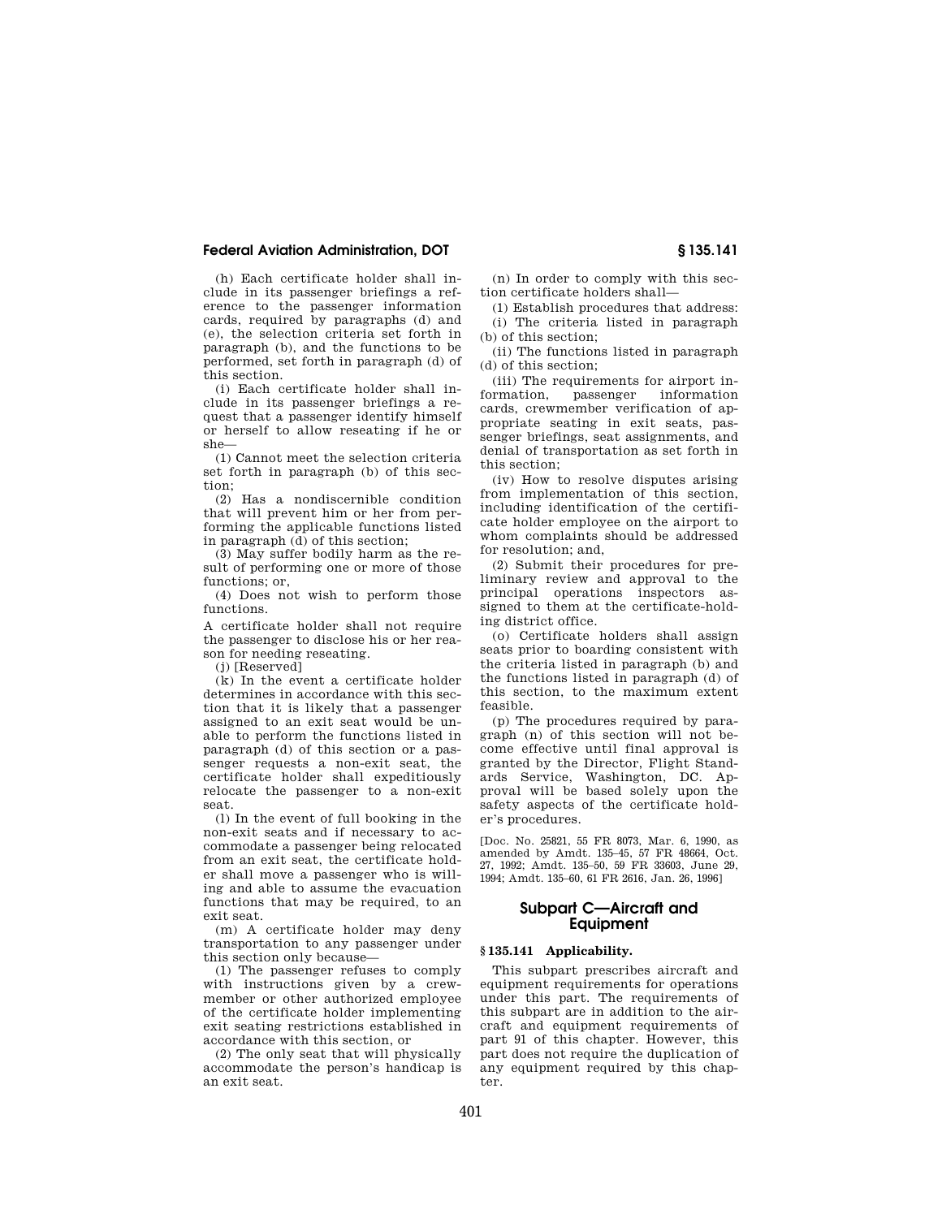(h) Each certificate holder shall include in its passenger briefings a reference to the passenger information cards, required by paragraphs (d) and (e), the selection criteria set forth in paragraph (b), and the functions to be performed, set forth in paragraph (d) of this section.

(i) Each certificate holder shall include in its passenger briefings a request that a passenger identify himself or herself to allow reseating if he or she—

(1) Cannot meet the selection criteria set forth in paragraph (b) of this section;

(2) Has a nondiscernible condition that will prevent him or her from performing the applicable functions listed in paragraph (d) of this section;

(3) May suffer bodily harm as the result of performing one or more of those functions; or,

(4) Does not wish to perform those functions.

A certificate holder shall not require the passenger to disclose his or her reason for needing reseating.

(j) [Reserved]

(k) In the event a certificate holder determines in accordance with this section that it is likely that a passenger assigned to an exit seat would be unable to perform the functions listed in paragraph (d) of this section or a passenger requests a non-exit seat, the certificate holder shall expeditiously relocate the passenger to a non-exit seat.

(l) In the event of full booking in the non-exit seats and if necessary to accommodate a passenger being relocated from an exit seat, the certificate holder shall move a passenger who is willing and able to assume the evacuation functions that may be required, to an exit seat.

(m) A certificate holder may deny transportation to any passenger under this section only because—

(1) The passenger refuses to comply with instructions given by a crewmember or other authorized employee of the certificate holder implementing exit seating restrictions established in accordance with this section, or

(2) The only seat that will physically accommodate the person's handicap is an exit seat.

(n) In order to comply with this section certificate holders shall—

(1) Establish procedures that address:

(i) The criteria listed in paragraph (b) of this section;

(ii) The functions listed in paragraph (d) of this section;

(iii) The requirements for airport information, passenger information cards, crewmember verification of appropriate seating in exit seats, passenger briefings, seat assignments, and denial of transportation as set forth in this section;

(iv) How to resolve disputes arising from implementation of this section, including identification of the certificate holder employee on the airport to whom complaints should be addressed for resolution; and,

(2) Submit their procedures for preliminary review and approval to the principal operations inspectors assigned to them at the certificate-holding district office.

(o) Certificate holders shall assign seats prior to boarding consistent with the criteria listed in paragraph (b) and the functions listed in paragraph (d) of this section, to the maximum extent feasible.

(p) The procedures required by paragraph (n) of this section will not become effective until final approval is granted by the Director, Flight Standards Service, Washington, DC. Approval will be based solely upon the safety aspects of the certificate holder's procedures.

[Doc. No. 25821, 55 FR 8073, Mar. 6, 1990, as amended by Amdt. 135–45, 57 FR 48664, Oct. 27, 1992; Amdt. 135–50, 59 FR 33603, June 29, 1994; Amdt. 135–60, 61 FR 2616, Jan. 26, 1996]

## Subpart C—Aircraft and Equipment

### § 135.141 Applicability.

This subpart prescribes aircraft and equipment requirements for operations under this part. The requirements of this subpart are in addition to the aircraft and equipment requirements of part 91 of this chapter. However, this part does not require the duplication of any equipment required by this chapter.